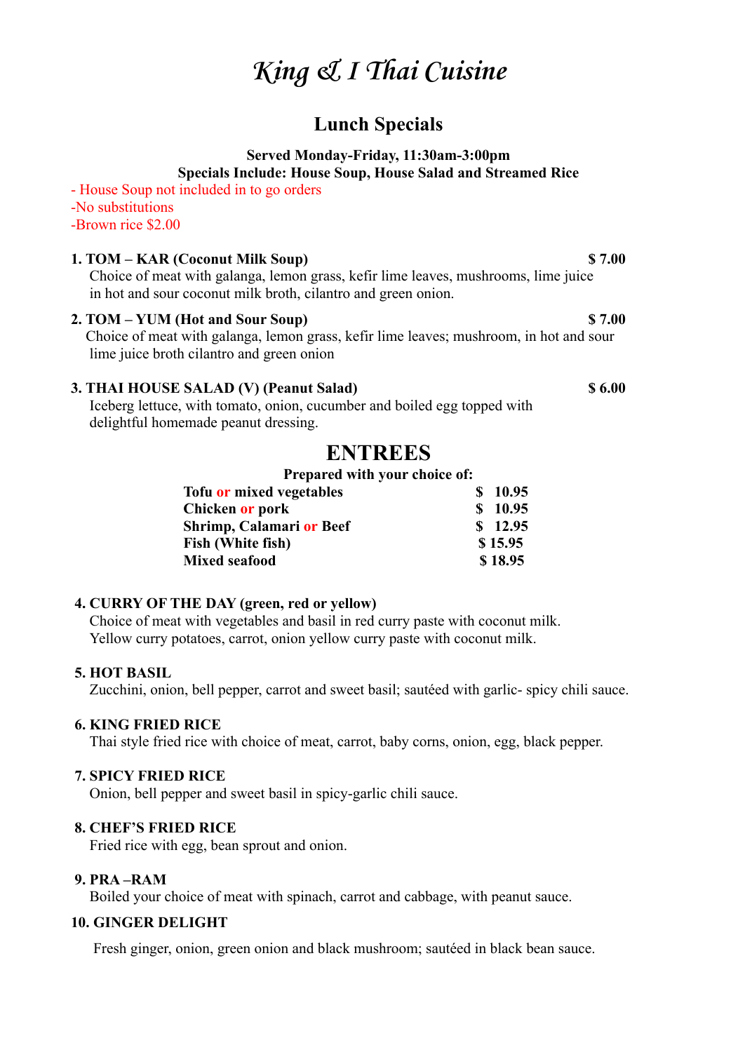# *King & I Thai Cuisine*

## Lunch Specials

**Served Monday-Friday, 11:30am-3:00pm**
**Specials Include: House Soup, House Salad and Streamed Rice**

- House Soup not included in to go orders
-No substitutions
-Brown rice $2.00

**1. TOM – KAR (Coconut Milk Soup)** **$ 7.00**
Choice of meat with galanga, lemon grass, kefir lime leaves, mushrooms, lime juice in hot and sour coconut milk broth, cilantro and green onion.

**2. TOM – YUM (Hot and Sour Soup)** **$ 7.00**
Choice of meat with galanga, lemon grass, kefir lime leaves; mushroom, in hot and sour lime juice broth cilantro and green onion

**3. THAI HOUSE SALAD (V) (Peanut Salad)** **$ 6.00**
Iceberg lettuce, with tomato, onion, cucumber and boiled egg topped with delightful homemade peanut dressing.

## ENTREES

**Prepared with your choice of:**

| | |
|---|---|
| **Tofu or mixed vegetables** | **$ 10.95** |
| **Chicken or pork** | **$ 10.95** |
| **Shrimp, Calamari or Beef** | **$ 12.95** |
| **Fish (White fish)** | **$ 15.95** |
| **Mixed seafood** | **$ 18.95** |

**4. CURRY OF THE DAY (green, red or yellow)**
Choice of meat with vegetables and basil in red curry paste with coconut milk.
Yellow curry potatoes, carrot, onion yellow curry paste with coconut milk.

**5. HOT BASIL**
Zucchini, onion, bell pepper, carrot and sweet basil; sautéed with garlic- spicy chili sauce.

**6. KING FRIED RICE**
Thai style fried rice with choice of meat, carrot, baby corns, onion, egg, black pepper.

**7. SPICY FRIED RICE**
Onion, bell pepper and sweet basil in spicy-garlic chili sauce.

**8. CHEF'S FRIED RICE**
Fried rice with egg, bean sprout and onion.

**9. PRA –RAM**
Boiled your choice of meat with spinach, carrot and cabbage, with peanut sauce.

**10. GINGER DELIGHT**
Fresh ginger, onion, green onion and black mushroom; sautéed in black bean sauce.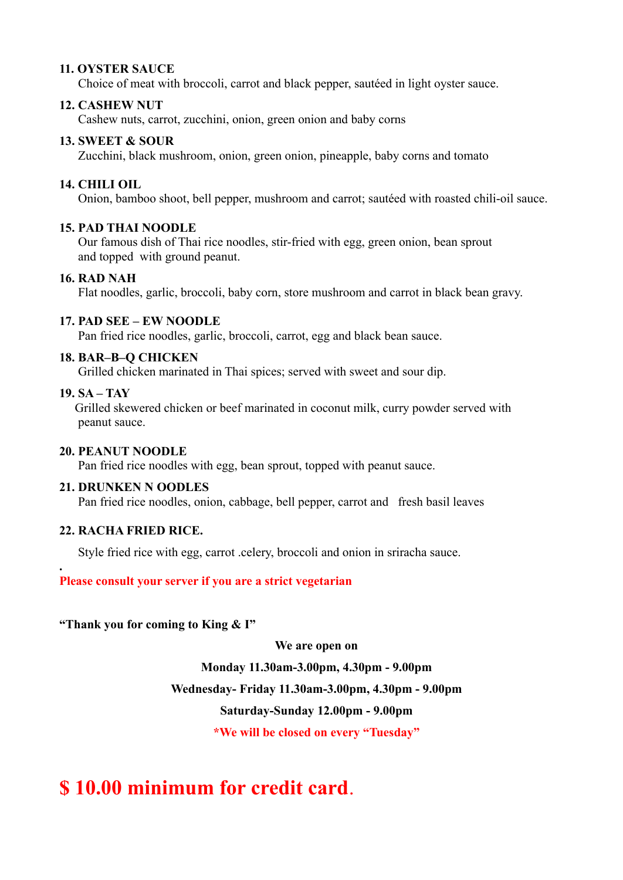**11. OYSTER SAUCE**
Choice of meat with broccoli, carrot and black pepper, sautéed in light oyster sauce.

**12. CASHEW NUT**
Cashew nuts, carrot, zucchini, onion, green onion and baby corns

**13. SWEET & SOUR**
Zucchini, black mushroom, onion, green onion, pineapple, baby corns and tomato

**14. CHILI OIL**
Onion, bamboo shoot, bell pepper, mushroom and carrot; sautéed with roasted chili-oil sauce.

**15. PAD THAI NOODLE**
Our famous dish of Thai rice noodles, stir-fried with egg, green onion, bean sprout and topped with ground peanut.

**16. RAD NAH**
Flat noodles, garlic, broccoli, baby corn, store mushroom and carrot in black bean gravy.

**17. PAD SEE – EW NOODLE**
Pan fried rice noodles, garlic, broccoli, carrot, egg and black bean sauce.

**18. BAR–B–Q CHICKEN**
Grilled chicken marinated in Thai spices; served with sweet and sour dip.

**19. SA – TAY**
Grilled skewered chicken or beef marinated in coconut milk, curry powder served with peanut sauce.

**20. PEANUT NOODLE**
Pan fried rice noodles with egg, bean sprout, topped with peanut sauce.

**21. DRUNKEN N OODLES**
Pan fried rice noodles, onion, cabbage, bell pepper, carrot and fresh basil leaves

**22. RACHA FRIED RICE.**

Style fried rice with egg, carrot .celery, broccoli and onion in sriracha sauce.

.

**Please consult your server if you are a strict vegetarian**

**"Thank you for coming to King & I"**

**We are open on**

**Monday 11.30am-3.00pm, 4.30pm - 9.00pm**

**Wednesday- Friday 11.30am-3.00pm, 4.30pm - 9.00pm**

**Saturday-Sunday 12.00pm - 9.00pm**

**\*We will be closed on every "Tuesday"**

# $ 10.00 minimum for credit card.